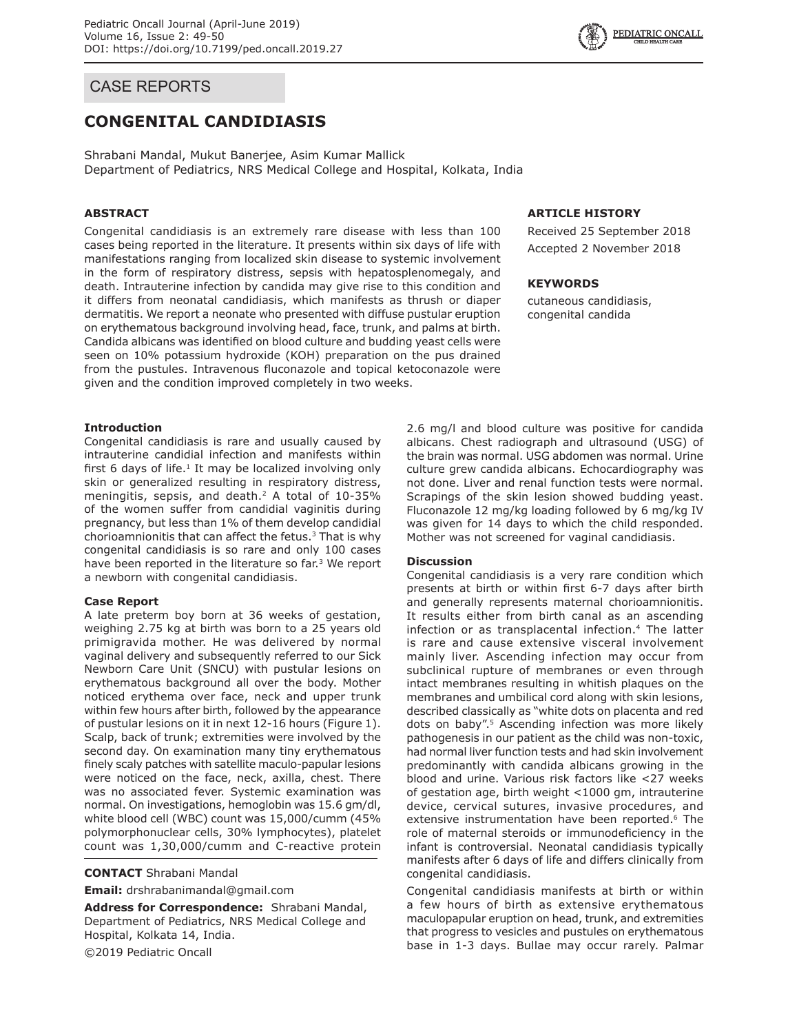CASE REPORTS

# CONGENITAL CANDIDIASIS

Shrabani Mandal, Mukut Banerjee, Asim Kumar Mallick
Department of Pediatrics, NRS Medical College and Hospital, Kolkata, India

### ABSTRACT

Congenital candidiasis is an extremely rare disease with less than 100 cases being reported in the literature. It presents within six days of life with manifestations ranging from localized skin disease to systemic involvement in the form of respiratory distress, sepsis with hepatosplenomegaly, and death. Intrauterine infection by candida may give rise to this condition and it differs from neonatal candidiasis, which manifests as thrush or diaper dermatitis. We report a neonate who presented with diffuse pustular eruption on erythematous background involving head, face, trunk, and palms at birth. Candida albicans was identified on blood culture and budding yeast cells were seen on 10% potassium hydroxide (KOH) preparation on the pus drained from the pustules. Intravenous fluconazole and topical ketoconazole were given and the condition improved completely in two weeks.

### ARTICLE HISTORY

Received 25 September 2018
Accepted 2 November 2018

### KEYWORDS

cutaneous candidiasis, congenital candida

### Introduction

Congenital candidiasis is rare and usually caused by intrauterine candidial infection and manifests within first 6 days of life.[1] It may be localized involving only skin or generalized resulting in respiratory distress, meningitis, sepsis, and death.[2] A total of 10-35% of the women suffer from candidial vaginitis during pregnancy, but less than 1% of them develop candidial chorioamnionitis that can affect the fetus.[3] That is why congenital candidiasis is so rare and only 100 cases have been reported in the literature so far.[3] We report a newborn with congenital candidiasis.

### Case Report

A late preterm boy born at 36 weeks of gestation, weighing 2.75 kg at birth was born to a 25 years old primigravida mother. He was delivered by normal vaginal delivery and subsequently referred to our Sick Newborn Care Unit (SNCU) with pustular lesions on erythematous background all over the body. Mother noticed erythema over face, neck and upper trunk within few hours after birth, followed by the appearance of pustular lesions on it in next 12-16 hours (Figure 1). Scalp, back of trunk; extremities were involved by the second day. On examination many tiny erythematous finely scaly patches with satellite maculo-papular lesions were noticed on the face, neck, axilla, chest. There was no associated fever. Systemic examination was normal. On investigations, hemoglobin was 15.6 gm/dl, white blood cell (WBC) count was 15,000/cumm (45% polymorphonuclear cells, 30% lymphocytes), platelet count was 1,30,000/cumm and C-reactive protein 2.6 mg/l and blood culture was positive for candida albicans. Chest radiograph and ultrasound (USG) of the brain was normal. USG abdomen was normal. Urine culture grew candida albicans. Echocardiography was not done. Liver and renal function tests were normal. Scrapings of the skin lesion showed budding yeast. Fluconazole 12 mg/kg loading followed by 6 mg/kg IV was given for 14 days to which the child responded. Mother was not screened for vaginal candidiasis.

### Discussion

Congenital candidiasis is a very rare condition which presents at birth or within first 6-7 days after birth and generally represents maternal chorioamnionitis. It results either from birth canal as an ascending infection or as transplacental infection.[4] The latter is rare and cause extensive visceral involvement mainly liver. Ascending infection may occur from subclinical rupture of membranes or even through intact membranes resulting in whitish plaques on the membranes and umbilical cord along with skin lesions, described classically as "white dots on placenta and red dots on baby".[5] Ascending infection was more likely pathogenesis in our patient as the child was non-toxic, had normal liver function tests and had skin involvement predominantly with candida albicans growing in the blood and urine. Various risk factors like <27 weeks of gestation age, birth weight <1000 gm, intrauterine device, cervical sutures, invasive procedures, and extensive instrumentation have been reported.[6] The role of maternal steroids or immunodeficiency in the infant is controversial. Neonatal candidiasis typically manifests after 6 days of life and differs clinically from congenital candidiasis.

Congenital candidiasis manifests at birth or within a few hours of birth as extensive erythematous maculopapular eruption on head, trunk, and extremities that progress to vesicles and pustules on erythematous base in 1-3 days. Bullae may occur rarely. Palmar

**CONTACT** Shrabani Mandal

**Email:** drshrabanimandal@gmail.com

**Address for Correspondence:** Shrabani Mandal, Department of Pediatrics, NRS Medical College and Hospital, Kolkata 14, India.

©2019 Pediatric Oncall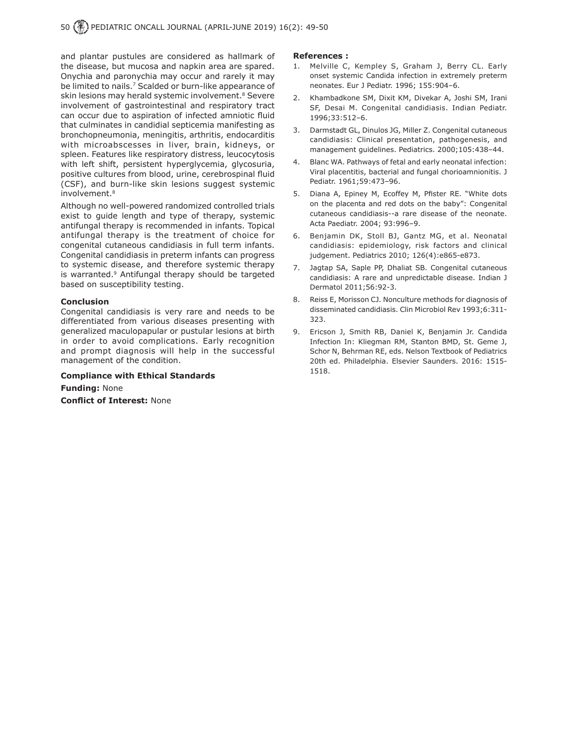and plantar pustules are considered as hallmark of the disease, but mucosa and napkin area are spared. Onychia and paronychia may occur and rarely it may be limited to nails.[7] Scalded or burn-like appearance of skin lesions may herald systemic involvement.[8] Severe involvement of gastrointestinal and respiratory tract can occur due to aspiration of infected amniotic fluid that culminates in candidial septicemia manifesting as bronchopneumonia, meningitis, arthritis, endocarditis with microabscesses in liver, brain, kidneys, or spleen. Features like respiratory distress, leucocytosis with left shift, persistent hyperglycemia, glycosuria, positive cultures from blood, urine, cerebrospinal fluid (CSF), and burn-like skin lesions suggest systemic involvement.[8]

Although no well-powered randomized controlled trials exist to guide length and type of therapy, systemic antifungal therapy is recommended in infants. Topical antifungal therapy is the treatment of choice for congenital cutaneous candidiasis in full term infants. Congenital candidiasis in preterm infants can progress to systemic disease, and therefore systemic therapy is warranted.[9] Antifungal therapy should be targeted based on susceptibility testing.

## Conclusion

Congenital candidiasis is very rare and needs to be differentiated from various diseases presenting with generalized maculopapular or pustular lesions at birth in order to avoid complications. Early recognition and prompt diagnosis will help in the successful management of the condition.

**Compliance with Ethical Standards**

**Funding:** None

**Conflict of Interest:** None

## References :

1. Melville C, Kempley S, Graham J, Berry CL. Early onset systemic Candida infection in extremely preterm neonates. Eur J Pediatr. 1996; 155:904–6.
2. Khambadkone SM, Dixit KM, Divekar A, Joshi SM, Irani SF, Desai M. Congenital candidiasis. Indian Pediatr. 1996;33:512–6.
3. Darmstadt GL, Dinulos JG, Miller Z. Congenital cutaneous candidiasis: Clinical presentation, pathogenesis, and management guidelines. Pediatrics. 2000;105:438–44.
4. Blanc WA. Pathways of fetal and early neonatal infection: Viral placentitis, bacterial and fungal chorioamnionitis. J Pediatr. 1961;59:473–96.
5. Diana A, Epiney M, Ecoffey M, Pfister RE. "White dots on the placenta and red dots on the baby": Congenital cutaneous candidiasis--a rare disease of the neonate. Acta Paediatr. 2004; 93:996–9.
6. Benjamin DK, Stoll BJ, Gantz MG, et al. Neonatal candidiasis: epidemiology, risk factors and clinical judgement. Pediatrics 2010; 126(4):e865-e873.
7. Jagtap SA, Saple PP, Dhaliat SB. Congenital cutaneous candidiasis: A rare and unpredictable disease. Indian J Dermatol 2011;56:92-3.
8. Reiss E, Morisson CJ. Nonculture methods for diagnosis of disseminated candidiasis. Clin Microbiol Rev 1993;6:311-323.
9. Ericson J, Smith RB, Daniel K, Benjamin Jr. Candida Infection In: Kliegman RM, Stanton BMD, St. Geme J, Schor N, Behrman RE, eds. Nelson Textbook of Pediatrics 20th ed. Philadelphia. Elsevier Saunders. 2016: 1515-1518.